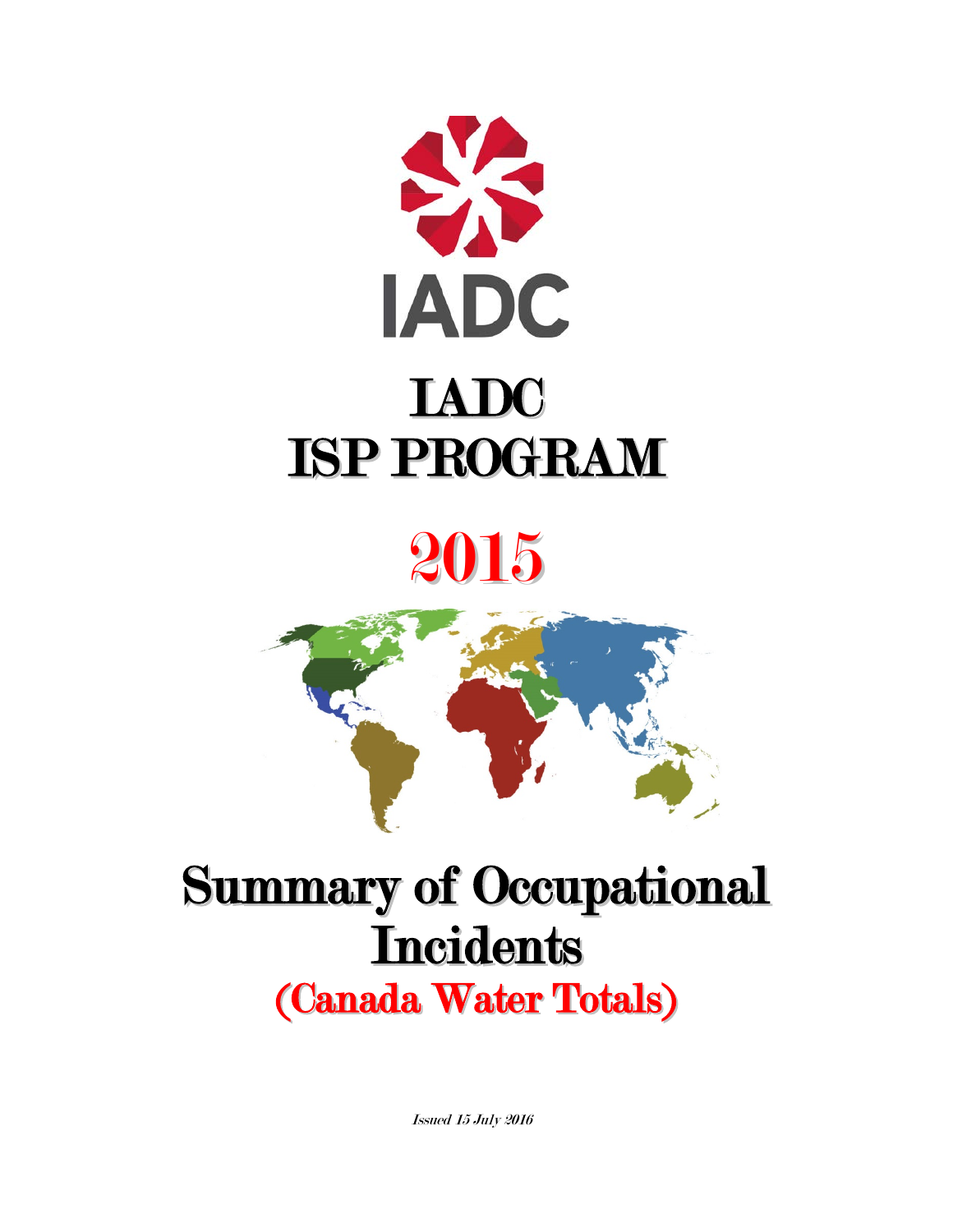IADC

# IADC
# ISP PROGRAM

# 2015

# Summary of Occupational Incidents
## (Canada Water Totals)

*Issued 15 July 2016*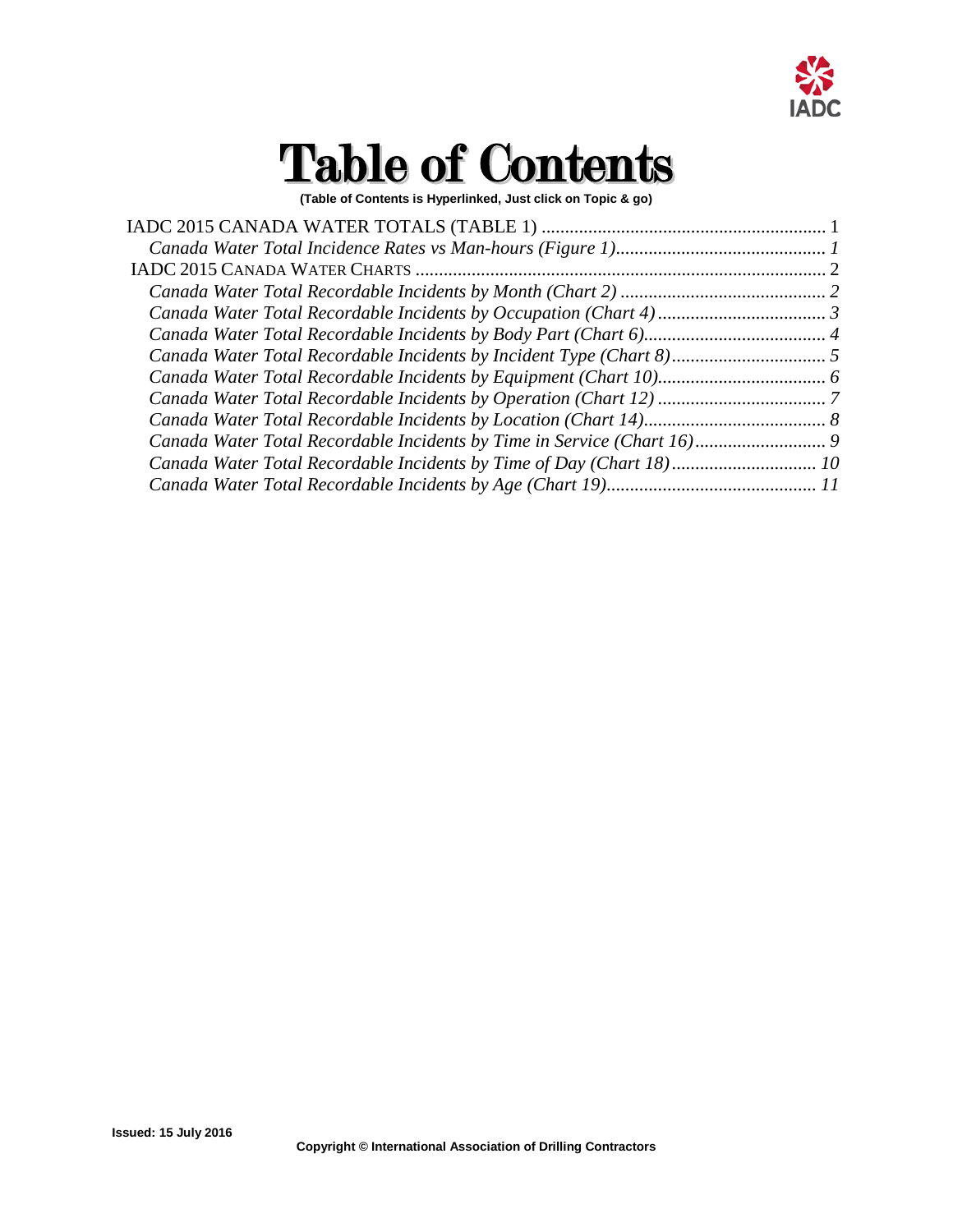# Table of Contents

**(Table of Contents is Hyperlinked, Just click on Topic & go)**

IADC 2015 CANADA WATER TOTALS (TABLE 1) ............................................................ 1

*Canada Water Total Incidence Rates vs Man-hours (Figure 1)............................................ 1*

IADC 2015 CANADA WATER CHARTS ....................................................................................... 2

*Canada Water Total Recordable Incidents by Month (Chart 2) ............................................ 2*

*Canada Water Total Recordable Incidents by Occupation (Chart 4) .................................... 3*

*Canada Water Total Recordable Incidents by Body Part (Chart 6)....................................... 4*

*Canada Water Total Recordable Incidents by Incident Type (Chart 8)................................. 5*

*Canada Water Total Recordable Incidents by Equipment (Chart 10)................................... 6*

*Canada Water Total Recordable Incidents by Operation (Chart 12) .................................... 7*

*Canada Water Total Recordable Incidents by Location (Chart 14)....................................... 8*

*Canada Water Total Recordable Incidents by Time in Service (Chart 16)............................ 9*

*Canada Water Total Recordable Incidents by Time of Day (Chart 18)............................... 10*

*Canada Water Total Recordable Incidents by Age (Chart 19)............................................ 11*

**Issued: 15 July 2016**

**Copyright © International Association of Drilling Contractors**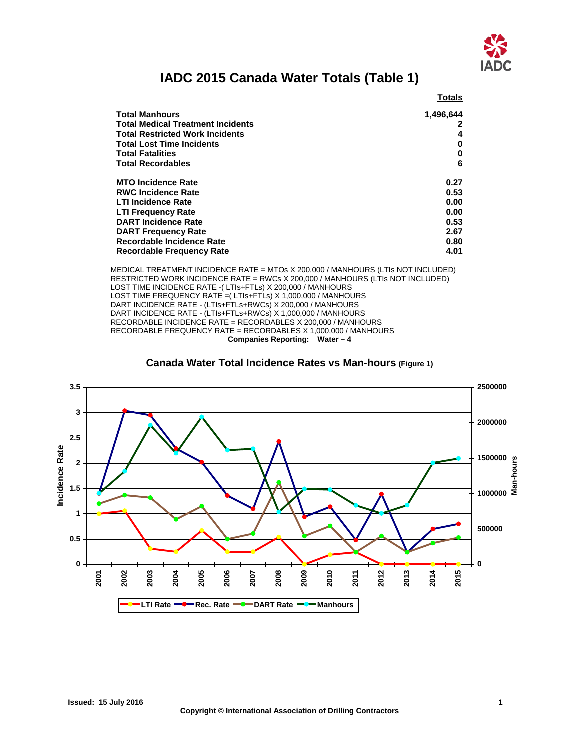# IADC 2015 Canada Water Totals (Table 1)

| | Totals |
|---|---|
| **Total Manhours** | **1,496,644** |
| **Total Medical Treatment Incidents** | **2** |
| **Total Restricted Work Incidents** | **4** |
| **Total Lost Time Incidents** | **0** |
| **Total Fatalities** | **0** |
| **Total Recordables** | **6** |
| | |
| **MTO Incidence Rate** | **0.27** |
| **RWC Incidence Rate** | **0.53** |
| **LTI Incidence Rate** | **0.00** |
| **LTI Frequency Rate** | **0.00** |
| **DART Incidence Rate** | **0.53** |
| **DART Frequency Rate** | **2.67** |
| **Recordable Incidence Rate** | **0.80** |
| **Recordable Frequency Rate** | **4.01** |

MEDICAL TREATMENT INCIDENCE RATE = MTOs X 200,000 / MANHOURS (LTIs NOT INCLUDED)
RESTRICTED WORK INCIDENCE RATE = RWCs X 200,000 / MANHOURS (LTIs NOT INCLUDED)
LOST TIME INCIDENCE RATE -( LTIs+FTLs) X 200,000 / MANHOURS
LOST TIME FREQUENCY RATE =( LTIs+FTLs) X 1,000,000 / MANHOURS
DART INCIDENCE RATE - (LTIs+FTLs+RWCs) X 200,000 / MANHOURS
DART INCIDENCE RATE - (LTIs+FTLs+RWCs) X 1,000,000 / MANHOURS
RECORDABLE INCIDENCE RATE = RECORDABLES X 200,000 / MANHOURS
RECORDABLE FREQUENCY RATE = RECORDABLES X 1,000,000 / MANHOURS

**Companies Reporting: Water – 4**

## Canada Water Total Incidence Rates vs Man-hours (Figure 1)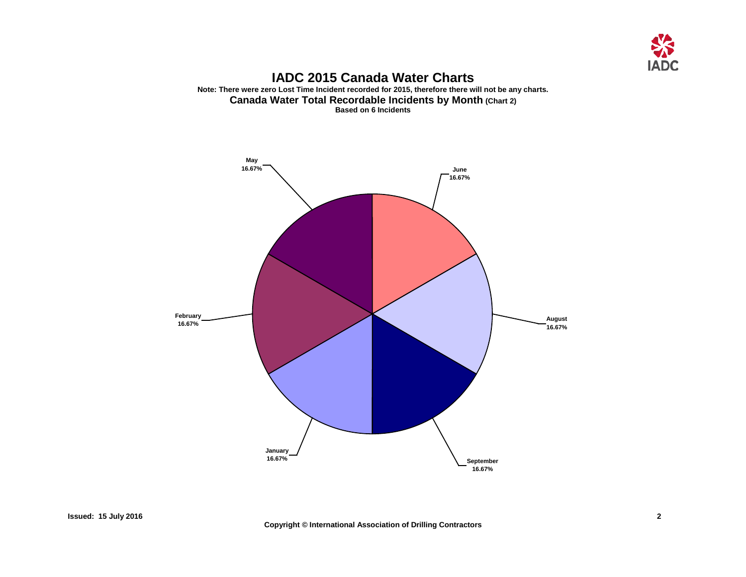# IADC 2015 Canada Water Charts

**Note: There were zero Lost Time Incident recorded for 2015, therefore there will not be any charts.**

## Canada Water Total Recordable Incidents by Month (Chart 2)

**Based on 6 Incidents**

| Month | Percentage |
|---|---|
| January | 16.67% |
| February | 16.67% |
| May | 16.67% |
| June | 16.67% |
| August | 16.67% |
| September | 16.67% |

**Issued: 15 July 2016**

**Copyright © International Association of Drilling Contractors**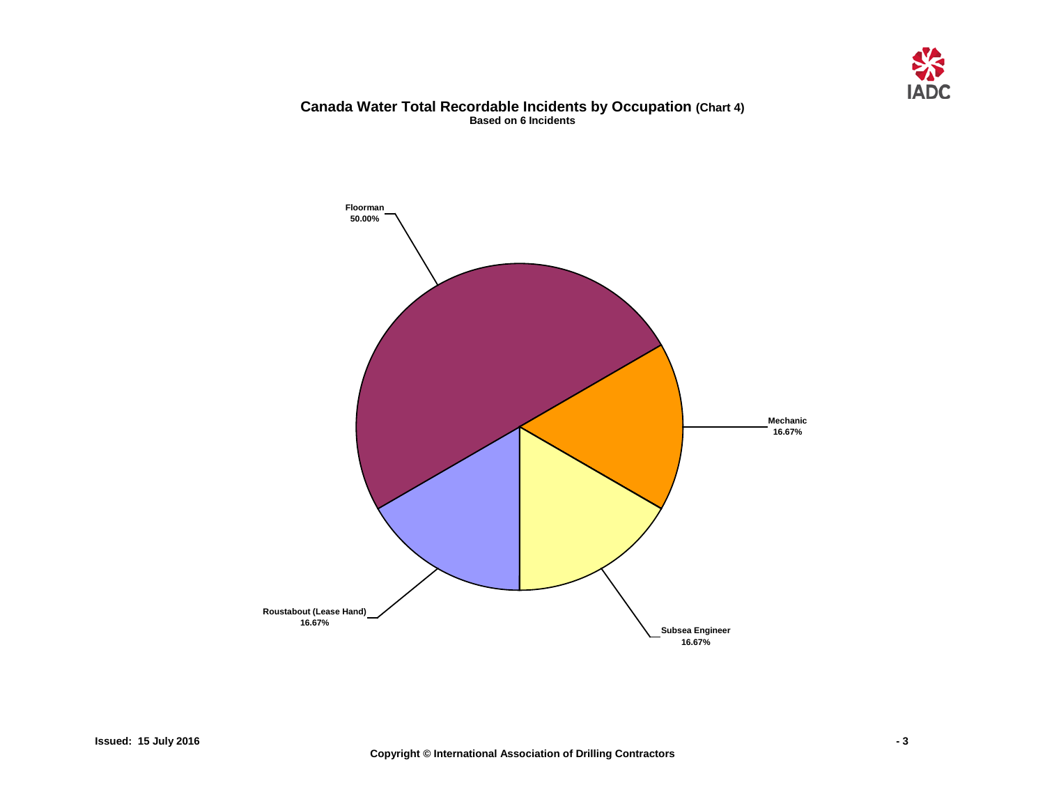## Canada Water Total Recordable Incidents by Occupation (Chart 4)

**Based on 6 Incidents**

| Occupation | Percentage |
|---|---|
| Floorman | 50.00% |
| Mechanic | 16.67% |
| Subsea Engineer | 16.67% |
| Roustabout (Lease Hand) | 16.67% |

**Issued: 15 July 2016**

**Copyright © International Association of Drilling Contractors**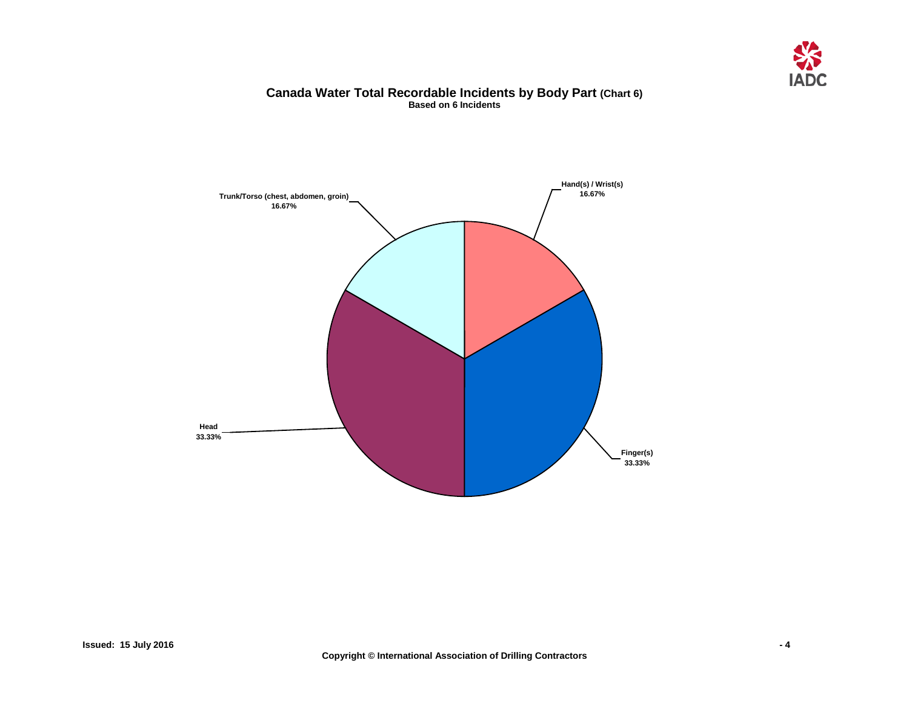**Canada Water Total Recordable Incidents by Body Part (Chart 6)**
**Based on 6 Incidents**

Hand(s) / Wrist(s)
16.67%

Trunk/Torso (chest, abdomen, groin)
16.67%

Head
33.33%

Finger(s)
33.33%

Issued: 15 July 2016

Copyright © International Association of Drilling Contractors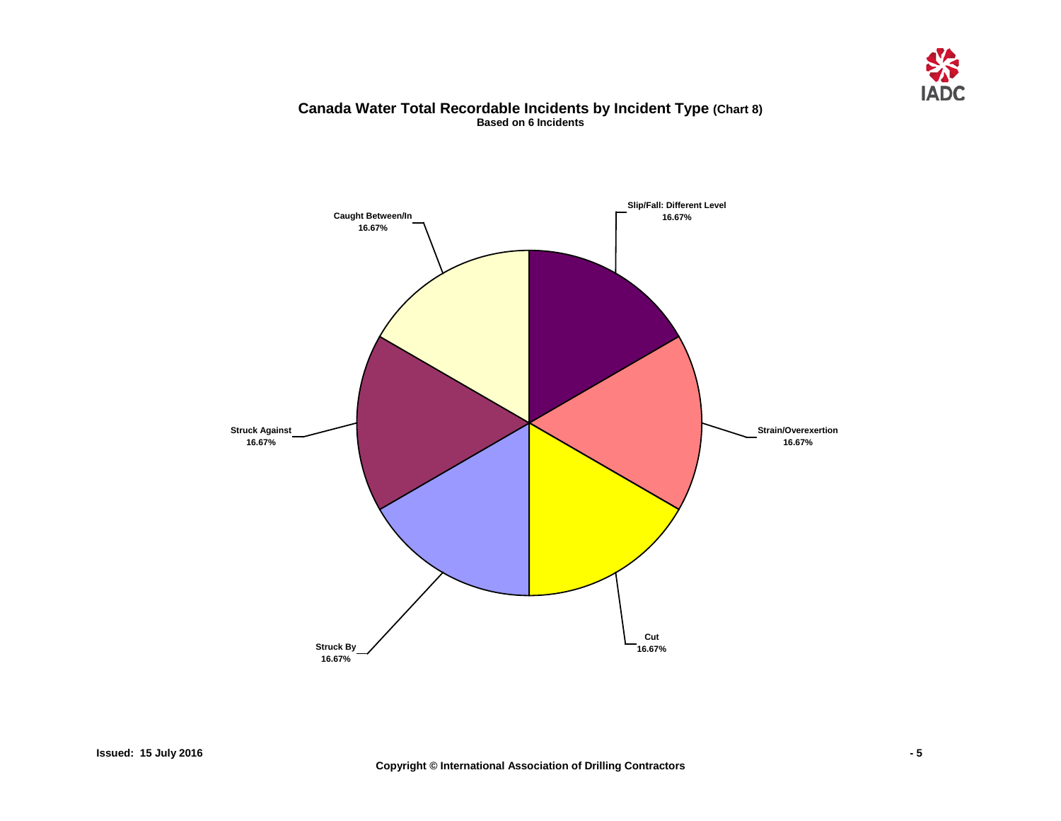## Canada Water Total Recordable Incidents by Incident Type (Chart 8)

**Based on 6 Incidents**

Slip/Fall: Different Level
16.67%

Strain/Overexertion
16.67%

Cut
16.67%

Struck By
16.67%

Struck Against
16.67%

Caught Between/In
16.67%

**Issued: 15 July 2016**

**Copyright © International Association of Drilling Contractors**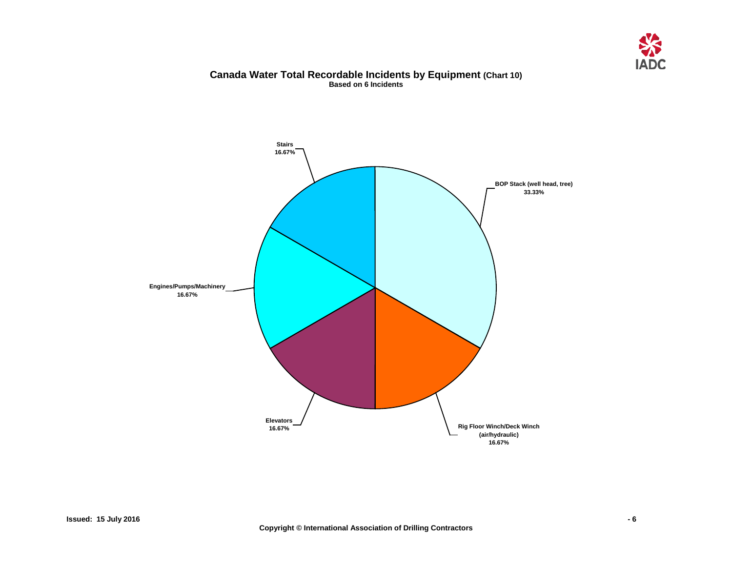# Canada Water Total Recordable Incidents by Equipment (Chart 10)

**Based on 6 Incidents**

| Equipment | Percentage |
| --- | --- |
| BOP Stack (well head, tree) | 33.33% |
| Rig Floor Winch/Deck Winch (air/hydraulic) | 16.67% |
| Elevators | 16.67% |
| Engines/Pumps/Machinery | 16.67% |
| Stairs | 16.67% |

**Issued: 15 July 2016**

**Copyright © International Association of Drilling Contractors**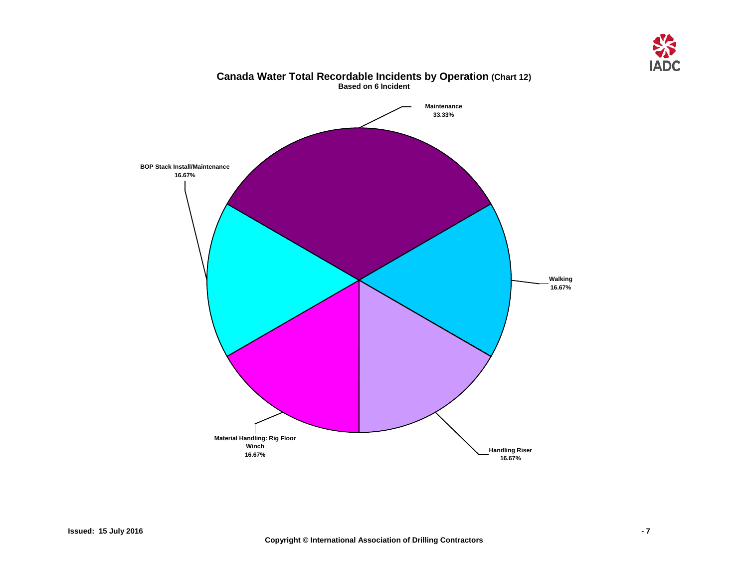## Canada Water Total Recordable Incidents by Operation (Chart 12)

**Based on 6 Incident**

| Operation | Percentage |
|---|---|
| Maintenance | 33.33% |
| Walking | 16.67% |
| Handling Riser | 16.67% |
| Material Handling: Rig Floor Winch | 16.67% |
| BOP Stack Install/Maintenance | 16.67% |

Issued: 15 July 2016

Copyright © International Association of Drilling Contractors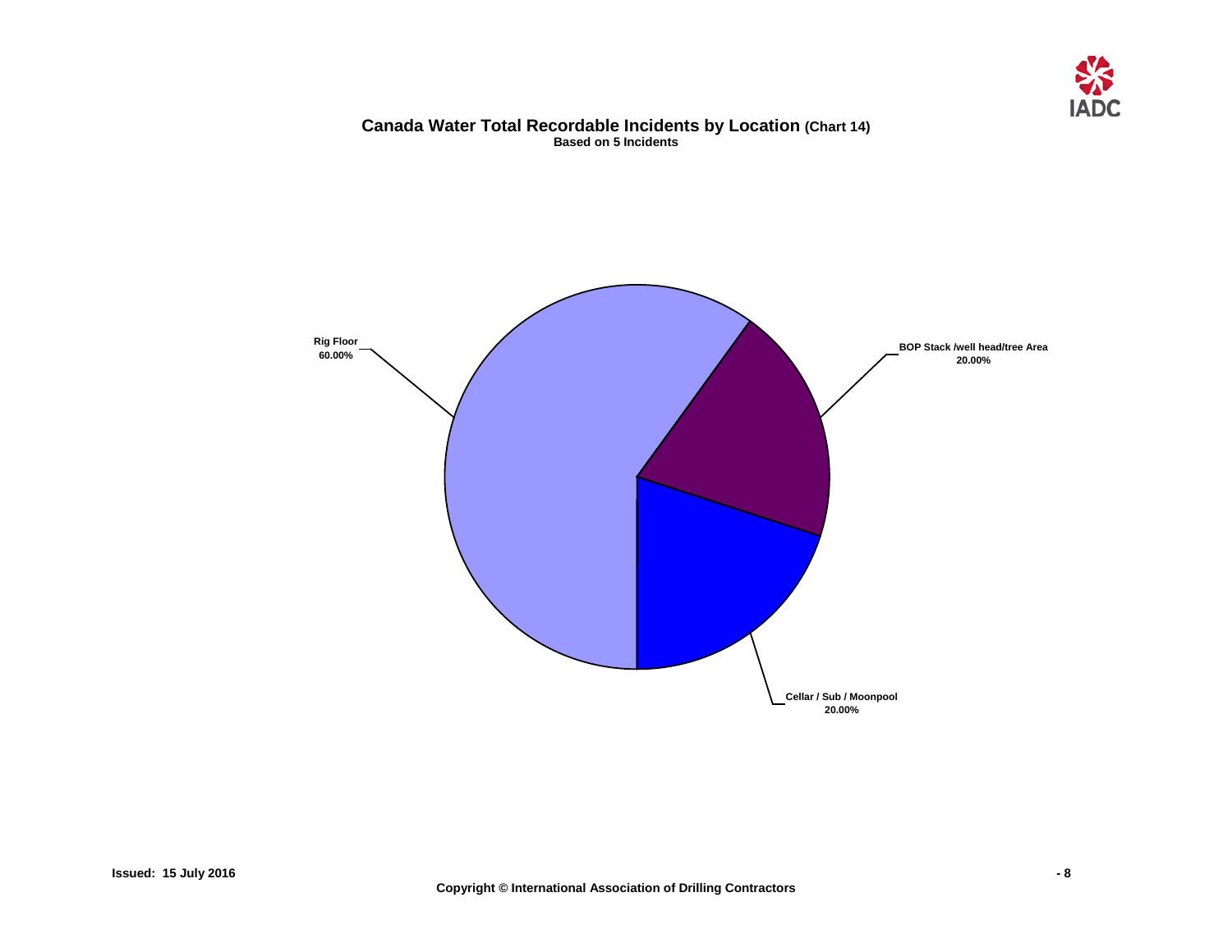## Canada Water Total Recordable Incidents by Location (Chart 14)

**Based on 5 Incidents**

Rig Floor
60.00%

BOP Stack /well head/tree Area
20.00%

Cellar / Sub / Moonpool
20.00%

Issued: 15 July 2016

Copyright © International Association of Drilling Contractors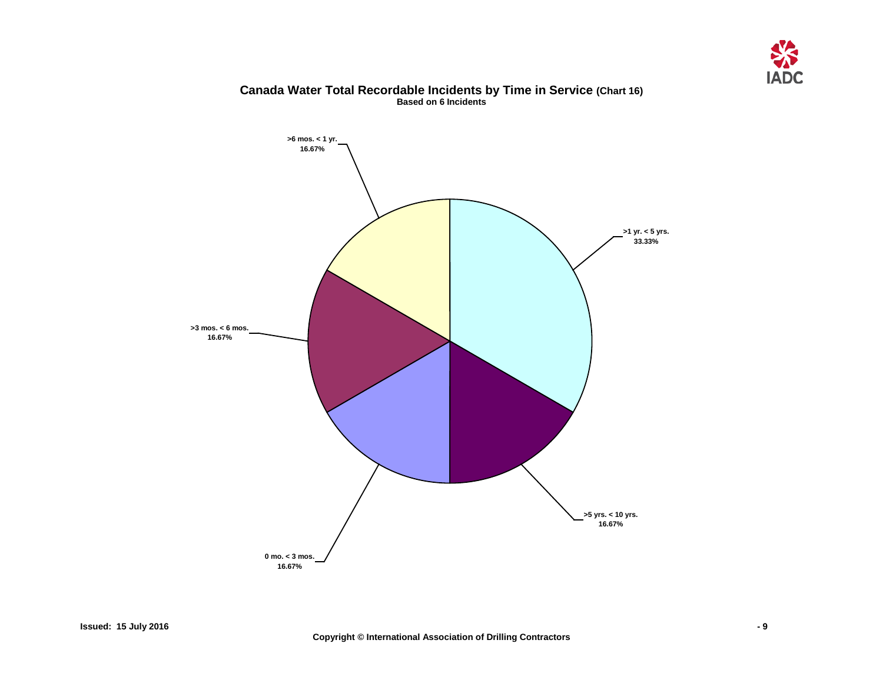**Canada Water Total Recordable Incidents by Time in Service** (Chart 16)

**Based on 6 Incidents**

**>6 mos. < 1 yr.**
**16.67%**

**>1 yr. < 5 yrs.**
**33.33%**

**>3 mos. < 6 mos.**
**16.67%**

**>5 yrs. < 10 yrs.**
**16.67%**

**0 mo. < 3 mos.**
**16.67%**

**Issued: 15 July 2016**

**Copyright © International Association of Drilling Contractors**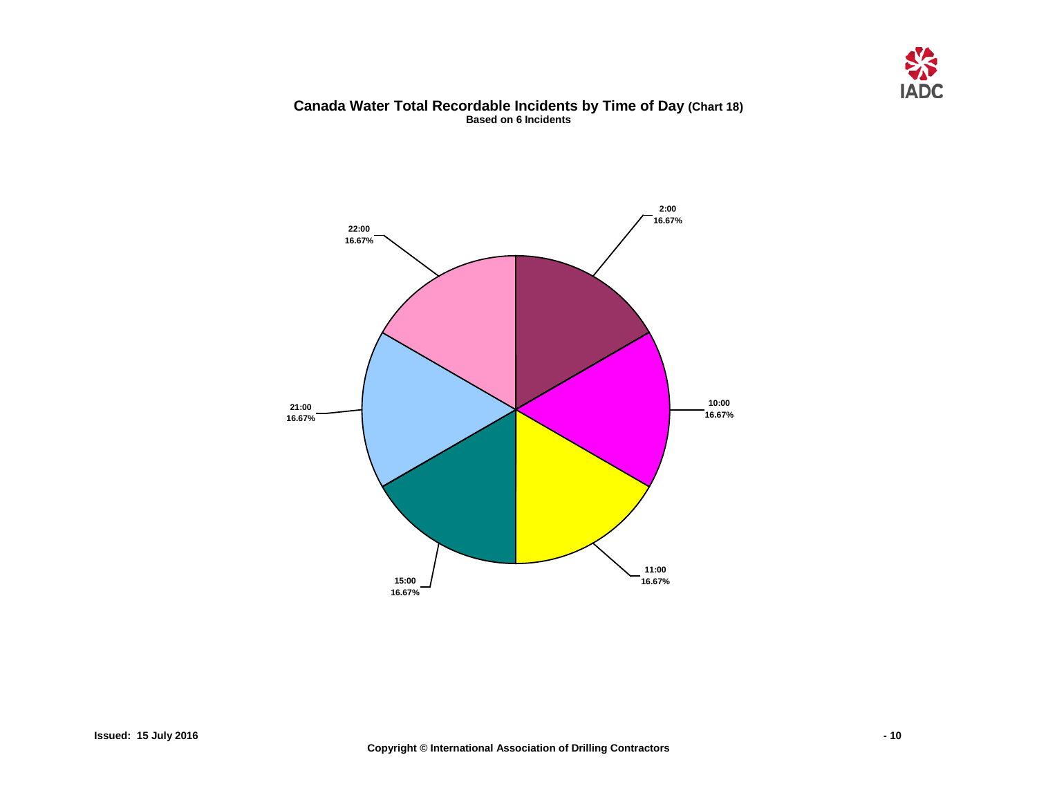# Canada Water Total Recordable Incidents by Time of Day (Chart 18)

**Based on 6 Incidents**

| Time of Day | Percentage |
|---|---|
| 2:00 | 16.67% |
| 10:00 | 16.67% |
| 11:00 | 16.67% |
| 15:00 | 16.67% |
| 21:00 | 16.67% |
| 22:00 | 16.67% |

**Issued: 15 July 2016**

**Copyright © International Association of Drilling Contractors**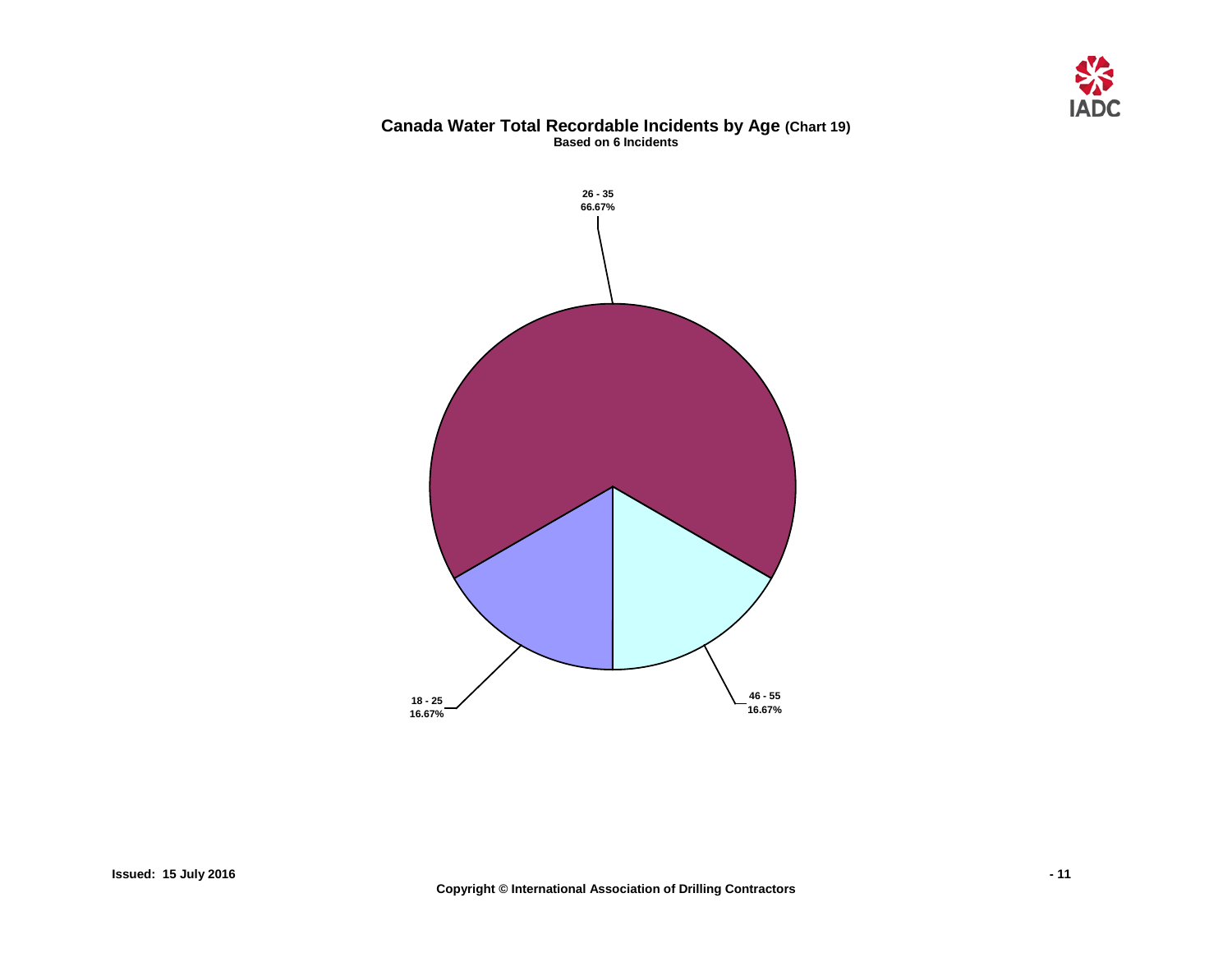## Canada Water Total Recordable Incidents by Age (Chart 19)

**Based on 6 Incidents**

26 - 35
66.67%

18 - 25
16.67%

46 - 55
16.67%

**Issued: 15 July 2016**

**Copyright © International Association of Drilling Contractors**